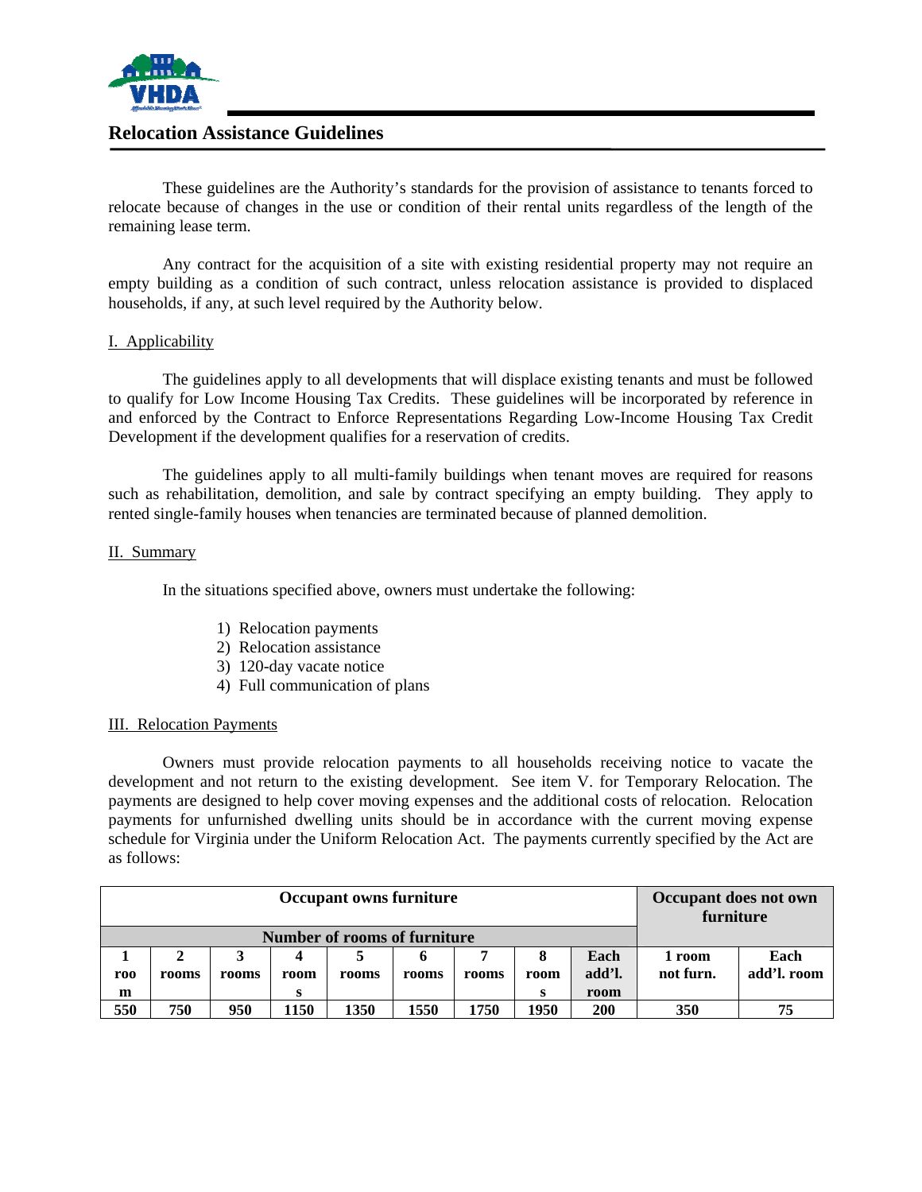# Relocation Assistance Guidelines

These guidelines are the Authority's standards for the provision of assistance to tenants forced to relocate because of changes in the use or condition of their rental units regardless of the length of the remaining lease term.

Any contract for the acquisition of a site with existing residential property may not require an empty building as a condition of such contract, unless relocation assistance is provided to displaced households, if any, at such level required by the Authority below.

## I. Applicability

The guidelines apply to all developments that will displace existing tenants and must be followed to qualify for Low Income Housing Tax Credits. These guidelines will be incorporated by reference in and enforced by the Contract to Enforce Representations Regarding Low-Income Housing Tax Credit Development if the development qualifies for a reservation of credits.

The guidelines apply to all multi-family buildings when tenant moves are required for reasons such as rehabilitation, demolition, and sale by contract specifying an empty building. They apply to rented single-family houses when tenancies are terminated because of planned demolition.

## II. Summary

In the situations specified above, owners must undertake the following:

1) Relocation payments
2) Relocation assistance
3) 120-day vacate notice
4) Full communication of plans

## III. Relocation Payments

Owners must provide relocation payments to all households receiving notice to vacate the development and not return to the existing development. See item V. for Temporary Relocation. The payments are designed to help cover moving expenses and the additional costs of relocation. Relocation payments for unfurnished dwelling units should be in accordance with the current moving expense schedule for Virginia under the Uniform Relocation Act. The payments currently specified by the Act are as follows:

| **Occupant owns furniture** | | | | | | | | | **Occupant does not own furniture** | |
|---|---|---|---|---|---|---|---|---|---|---|
| **Number of rooms of furniture** | | | | | | | | | | |
| **1 room** | **2 rooms** | **3 rooms** | **4 rooms** | **5 rooms** | **6 rooms** | **7 rooms** | **8 rooms** | **Each add'l. room** | **1 room not furn.** | **Each add'l. room** |
| **550** | **750** | **950** | **1150** | **1350** | **1550** | **1750** | **1950** | **200** | **350** | **75** |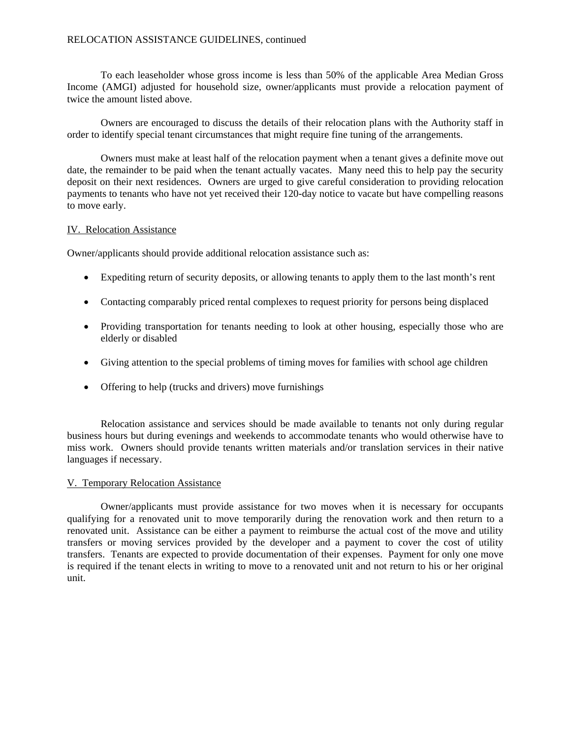To each leaseholder whose gross income is less than 50% of the applicable Area Median Gross Income (AMGI) adjusted for household size, owner/applicants must provide a relocation payment of twice the amount listed above.

Owners are encouraged to discuss the details of their relocation plans with the Authority staff in order to identify special tenant circumstances that might require fine tuning of the arrangements.

Owners must make at least half of the relocation payment when a tenant gives a definite move out date, the remainder to be paid when the tenant actually vacates. Many need this to help pay the security deposit on their next residences. Owners are urged to give careful consideration to providing relocation payments to tenants who have not yet received their 120-day notice to vacate but have compelling reasons to move early.

## IV. Relocation Assistance

Owner/applicants should provide additional relocation assistance such as:

- Expediting return of security deposits, or allowing tenants to apply them to the last month's rent
- Contacting comparably priced rental complexes to request priority for persons being displaced
- Providing transportation for tenants needing to look at other housing, especially those who are elderly or disabled
- Giving attention to the special problems of timing moves for families with school age children
- Offering to help (trucks and drivers) move furnishings

Relocation assistance and services should be made available to tenants not only during regular business hours but during evenings and weekends to accommodate tenants who would otherwise have to miss work. Owners should provide tenants written materials and/or translation services in their native languages if necessary.

## V. Temporary Relocation Assistance

Owner/applicants must provide assistance for two moves when it is necessary for occupants qualifying for a renovated unit to move temporarily during the renovation work and then return to a renovated unit. Assistance can be either a payment to reimburse the actual cost of the move and utility transfers or moving services provided by the developer and a payment to cover the cost of utility transfers. Tenants are expected to provide documentation of their expenses. Payment for only one move is required if the tenant elects in writing to move to a renovated unit and not return to his or her original unit.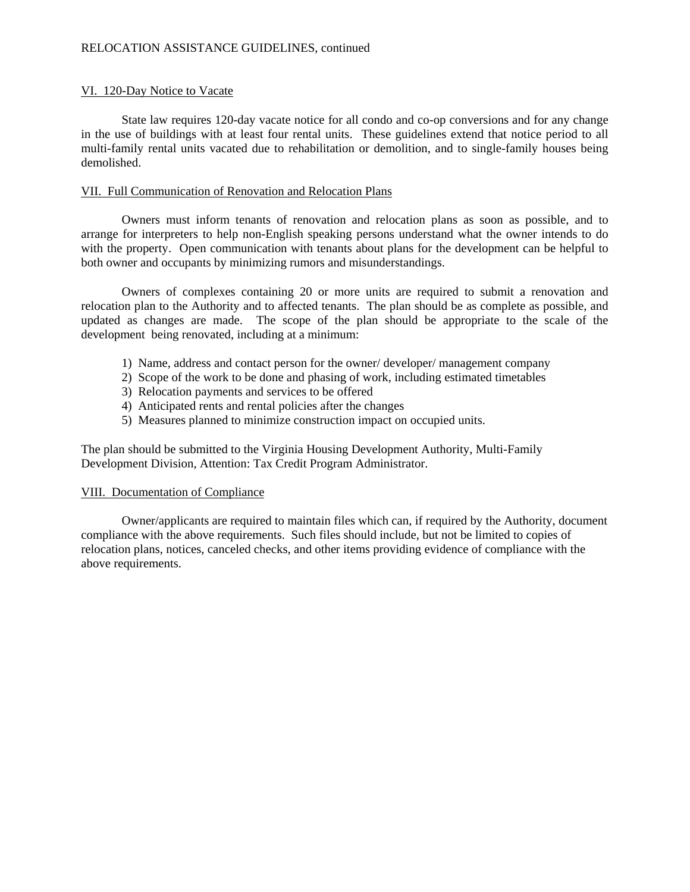## VI. 120-Day Notice to Vacate

State law requires 120-day vacate notice for all condo and co-op conversions and for any change in the use of buildings with at least four rental units. These guidelines extend that notice period to all multi-family rental units vacated due to rehabilitation or demolition, and to single-family houses being demolished.

## VII. Full Communication of Renovation and Relocation Plans

Owners must inform tenants of renovation and relocation plans as soon as possible, and to arrange for interpreters to help non-English speaking persons understand what the owner intends to do with the property. Open communication with tenants about plans for the development can be helpful to both owner and occupants by minimizing rumors and misunderstandings.

Owners of complexes containing 20 or more units are required to submit a renovation and relocation plan to the Authority and to affected tenants. The plan should be as complete as possible, and updated as changes are made. The scope of the plan should be appropriate to the scale of the development being renovated, including at a minimum:

1) Name, address and contact person for the owner/ developer/ management company
2) Scope of the work to be done and phasing of work, including estimated timetables
3) Relocation payments and services to be offered
4) Anticipated rents and rental policies after the changes
5) Measures planned to minimize construction impact on occupied units.

The plan should be submitted to the Virginia Housing Development Authority, Multi-Family Development Division, Attention: Tax Credit Program Administrator.

## VIII. Documentation of Compliance

Owner/applicants are required to maintain files which can, if required by the Authority, document compliance with the above requirements. Such files should include, but not be limited to copies of relocation plans, notices, canceled checks, and other items providing evidence of compliance with the above requirements.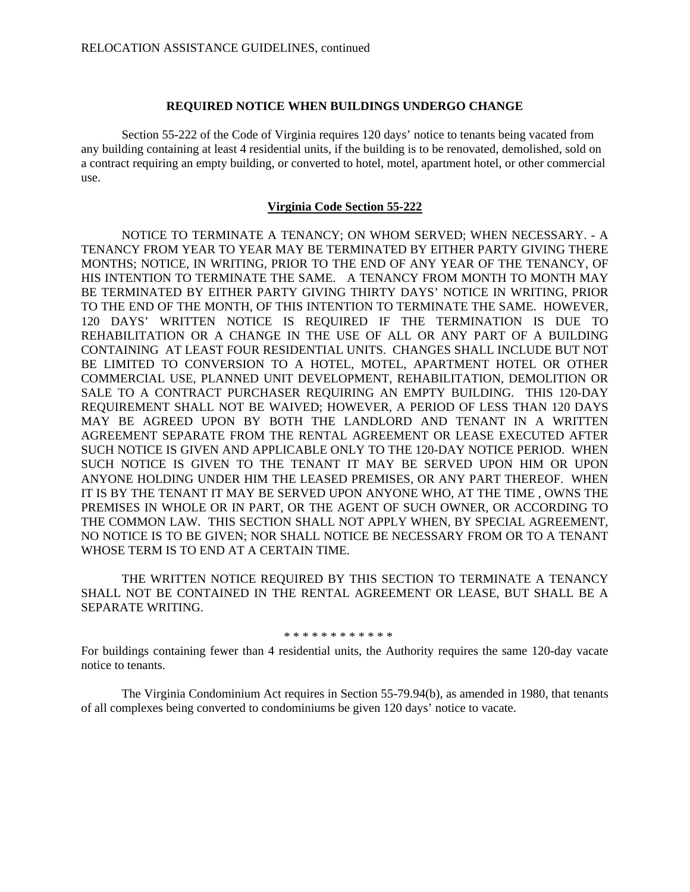RELOCATION ASSISTANCE GUIDELINES, continued

## REQUIRED NOTICE WHEN BUILDINGS UNDERGO CHANGE

Section 55-222 of the Code of Virginia requires 120 days' notice to tenants being vacated from any building containing at least 4 residential units, if the building is to be renovated, demolished, sold on a contract requiring an empty building, or converted to hotel, motel, apartment hotel, or other commercial use.

### Virginia Code Section 55-222

NOTICE TO TERMINATE A TENANCY; ON WHOM SERVED; WHEN NECESSARY. - A TENANCY FROM YEAR TO YEAR MAY BE TERMINATED BY EITHER PARTY GIVING THERE MONTHS; NOTICE, IN WRITING, PRIOR TO THE END OF ANY YEAR OF THE TENANCY, OF HIS INTENTION TO TERMINATE THE SAME. A TENANCY FROM MONTH TO MONTH MAY BE TERMINATED BY EITHER PARTY GIVING THIRTY DAYS' NOTICE IN WRITING, PRIOR TO THE END OF THE MONTH, OF THIS INTENTION TO TERMINATE THE SAME. HOWEVER, 120 DAYS' WRITTEN NOTICE IS REQUIRED IF THE TERMINATION IS DUE TO REHABILITATION OR A CHANGE IN THE USE OF ALL OR ANY PART OF A BUILDING CONTAINING AT LEAST FOUR RESIDENTIAL UNITS. CHANGES SHALL INCLUDE BUT NOT BE LIMITED TO CONVERSION TO A HOTEL, MOTEL, APARTMENT HOTEL OR OTHER COMMERCIAL USE, PLANNED UNIT DEVELOPMENT, REHABILITATION, DEMOLITION OR SALE TO A CONTRACT PURCHASER REQUIRING AN EMPTY BUILDING. THIS 120-DAY REQUIREMENT SHALL NOT BE WAIVED; HOWEVER, A PERIOD OF LESS THAN 120 DAYS MAY BE AGREED UPON BY BOTH THE LANDLORD AND TENANT IN A WRITTEN AGREEMENT SEPARATE FROM THE RENTAL AGREEMENT OR LEASE EXECUTED AFTER SUCH NOTICE IS GIVEN AND APPLICABLE ONLY TO THE 120-DAY NOTICE PERIOD. WHEN SUCH NOTICE IS GIVEN TO THE TENANT IT MAY BE SERVED UPON HIM OR UPON ANYONE HOLDING UNDER HIM THE LEASED PREMISES, OR ANY PART THEREOF. WHEN IT IS BY THE TENANT IT MAY BE SERVED UPON ANYONE WHO, AT THE TIME , OWNS THE PREMISES IN WHOLE OR IN PART, OR THE AGENT OF SUCH OWNER, OR ACCORDING TO THE COMMON LAW. THIS SECTION SHALL NOT APPLY WHEN, BY SPECIAL AGREEMENT, NO NOTICE IS TO BE GIVEN; NOR SHALL NOTICE BE NECESSARY FROM OR TO A TENANT WHOSE TERM IS TO END AT A CERTAIN TIME.

THE WRITTEN NOTICE REQUIRED BY THIS SECTION TO TERMINATE A TENANCY SHALL NOT BE CONTAINED IN THE RENTAL AGREEMENT OR LEASE, BUT SHALL BE A SEPARATE WRITING.

* * * * * * * * * * * *

For buildings containing fewer than 4 residential units, the Authority requires the same 120-day vacate notice to tenants.

The Virginia Condominium Act requires in Section 55-79.94(b), as amended in 1980, that tenants of all complexes being converted to condominiums be given 120 days' notice to vacate.